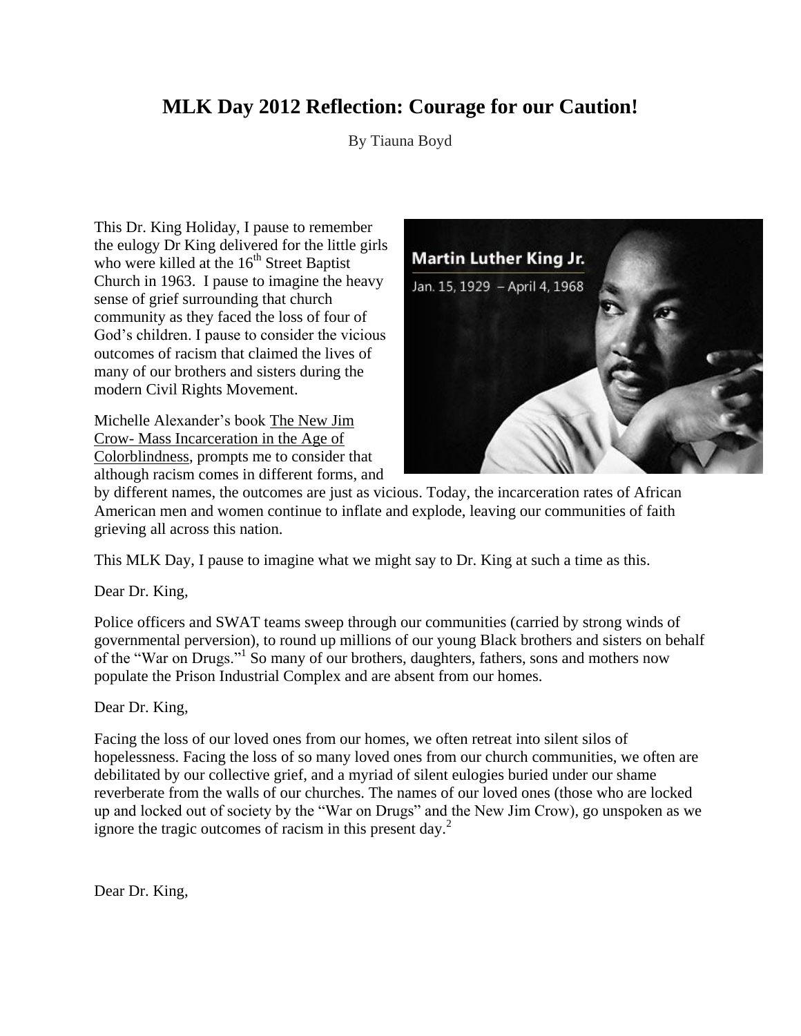# MLK Day 2012 Reflection: Courage for our Caution!

By Tiauna Boyd

This Dr. King Holiday, I pause to remember the eulogy Dr King delivered for the little girls who were killed at the 16th Street Baptist Church in 1963. I pause to imagine the heavy sense of grief surrounding that church community as they faced the loss of four of God's children. I pause to consider the vicious outcomes of racism that claimed the lives of many of our brothers and sisters during the modern Civil Rights Movement.

Michelle Alexander's book The New Jim Crow- Mass Incarceration in the Age of Colorblindness, prompts me to consider that although racism comes in different forms, and by different names, the outcomes are just as vicious. Today, the incarceration rates of African American men and women continue to inflate and explode, leaving our communities of faith grieving all across this nation.

This MLK Day, I pause to imagine what we might say to Dr. King at such a time as this.

Dear Dr. King,

Police officers and SWAT teams sweep through our communities (carried by strong winds of governmental perversion), to round up millions of our young Black brothers and sisters on behalf of the "War on Drugs."[1] So many of our brothers, daughters, fathers, sons and mothers now populate the Prison Industrial Complex and are absent from our homes.

Dear Dr. King,

Facing the loss of our loved ones from our homes, we often retreat into silent silos of hopelessness. Facing the loss of so many loved ones from our church communities, we often are debilitated by our collective grief, and a myriad of silent eulogies buried under our shame reverberate from the walls of our churches. The names of our loved ones (those who are locked up and locked out of society by the "War on Drugs" and the New Jim Crow), go unspoken as we ignore the tragic outcomes of racism in this present day.[2]

Dear Dr. King,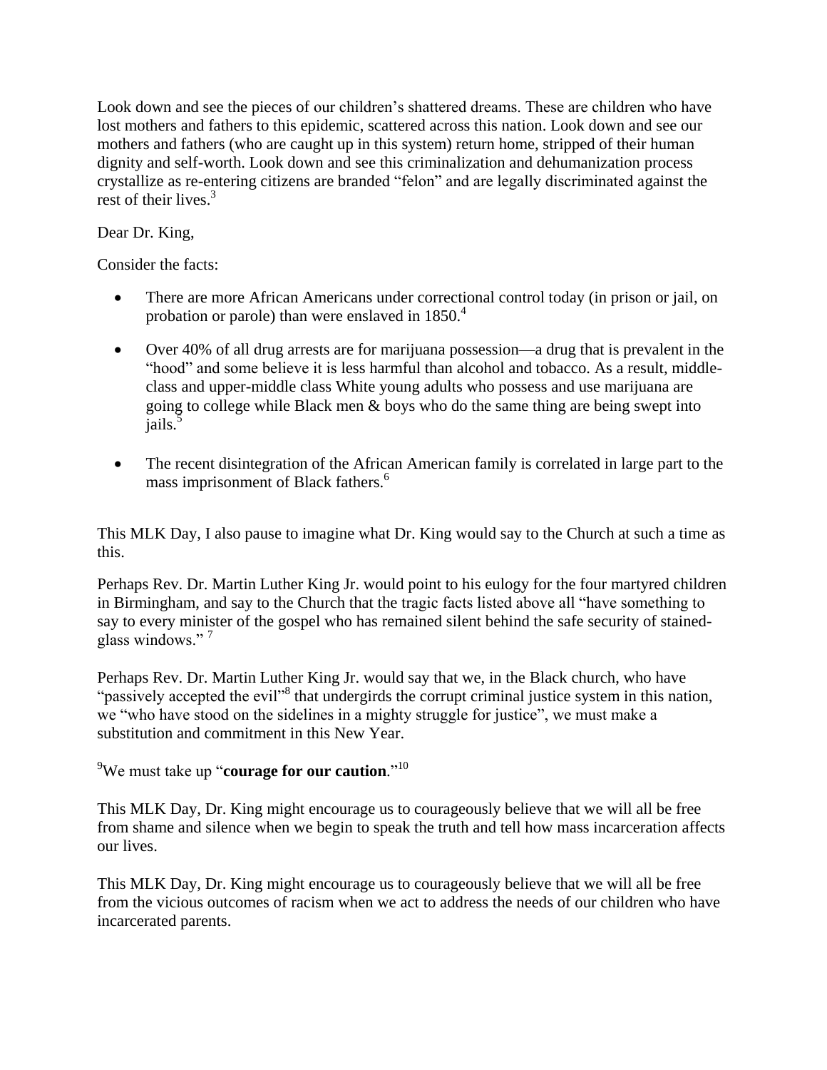Look down and see the pieces of our children's shattered dreams. These are children who have lost mothers and fathers to this epidemic, scattered across this nation. Look down and see our mothers and fathers (who are caught up in this system) return home, stripped of their human dignity and self-worth. Look down and see this criminalization and dehumanization process crystallize as re-entering citizens are branded "felon" and are legally discriminated against the rest of their lives.[3]

Dear Dr. King,

Consider the facts:

- There are more African Americans under correctional control today (in prison or jail, on probation or parole) than were enslaved in 1850.[4]
- Over 40% of all drug arrests are for marijuana possession—a drug that is prevalent in the "hood" and some believe it is less harmful than alcohol and tobacco. As a result, middle-class and upper-middle class White young adults who possess and use marijuana are going to college while Black men & boys who do the same thing are being swept into jails.[5]
- The recent disintegration of the African American family is correlated in large part to the mass imprisonment of Black fathers.[6]

This MLK Day, I also pause to imagine what Dr. King would say to the Church at such a time as this.

Perhaps Rev. Dr. Martin Luther King Jr. would point to his eulogy for the four martyred children in Birmingham, and say to the Church that the tragic facts listed above all "have something to say to every minister of the gospel who has remained silent behind the safe security of stained-glass windows." [7]

Perhaps Rev. Dr. Martin Luther King Jr. would say that we, in the Black church, who have "passively accepted the evil"[8] that undergirds the corrupt criminal justice system in this nation, we "who have stood on the sidelines in a mighty struggle for justice", we must make a substitution and commitment in this New Year.

[9]We must take up "**courage for our caution**."[10]

This MLK Day, Dr. King might encourage us to courageously believe that we will all be free from shame and silence when we begin to speak the truth and tell how mass incarceration affects our lives.

This MLK Day, Dr. King might encourage us to courageously believe that we will all be free from the vicious outcomes of racism when we act to address the needs of our children who have incarcerated parents.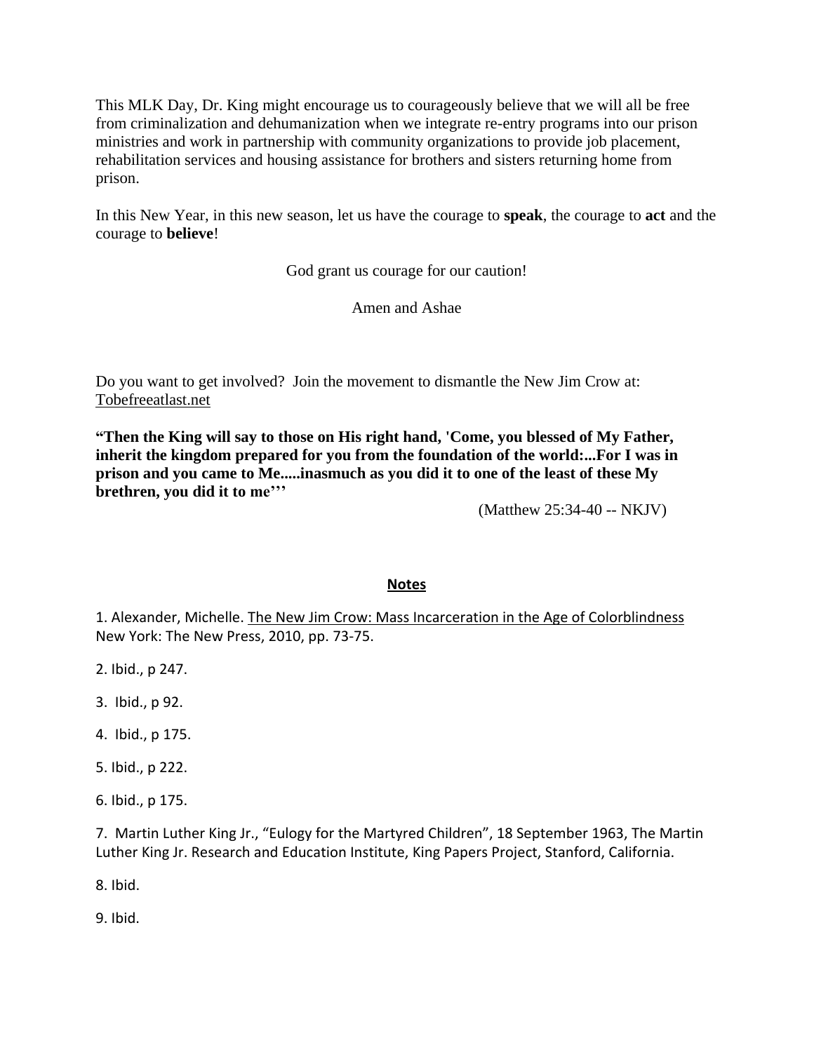This MLK Day, Dr. King might encourage us to courageously believe that we will all be free from criminalization and dehumanization when we integrate re-entry programs into our prison ministries and work in partnership with community organizations to provide job placement, rehabilitation services and housing assistance for brothers and sisters returning home from prison.

In this New Year, in this new season, let us have the courage to **speak**, the courage to **act** and the courage to **believe**!

God grant us courage for our caution!

Amen and Ashae

Do you want to get involved? Join the movement to dismantle the New Jim Crow at: Tobefreeatlast.net

**"Then the King will say to those on His right hand, 'Come, you blessed of My Father, inherit the kingdom prepared for you from the foundation of the world:...For I was in prison and you came to Me.....inasmuch as you did it to one of the least of these My brethren, you did it to me'''**

(Matthew 25:34-40 -- NKJV)

## Notes

1. Alexander, Michelle. The New Jim Crow: Mass Incarceration in the Age of Colorblindness New York: The New Press, 2010, pp. 73-75.

2. Ibid., p 247.

3. Ibid., p 92.

4. Ibid., p 175.

5. Ibid., p 222.

6. Ibid., p 175.

7. Martin Luther King Jr., "Eulogy for the Martyred Children", 18 September 1963, The Martin Luther King Jr. Research and Education Institute, King Papers Project, Stanford, California.

8. Ibid.

9. Ibid.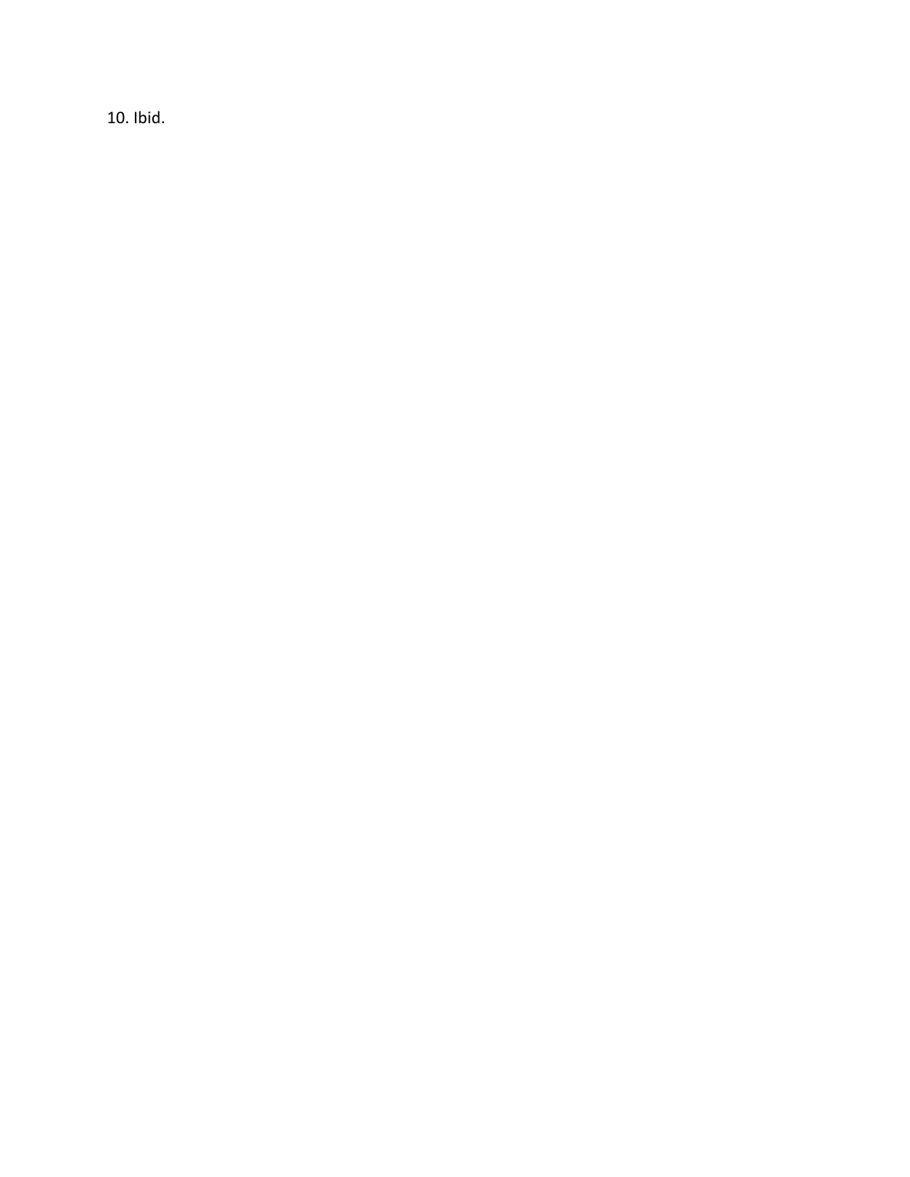10. Ibid.